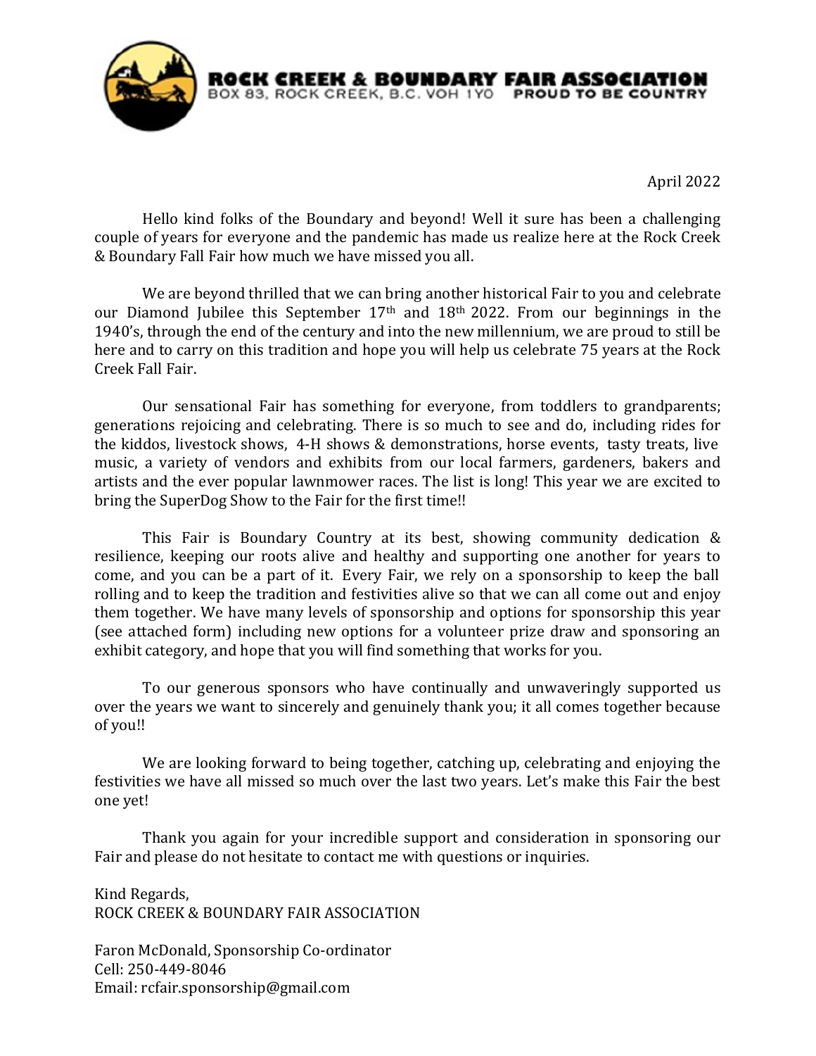**ROCK CREEK & BOUNDARY FAIR ASSOCIATION**
BOX 83, ROCK CREEK, B.C. V0H 1Y0 **PROUD TO BE COUNTRY**

April 2022

Hello kind folks of the Boundary and beyond! Well it sure has been a challenging couple of years for everyone and the pandemic has made us realize here at the Rock Creek & Boundary Fall Fair how much we have missed you all.

We are beyond thrilled that we can bring another historical Fair to you and celebrate our Diamond Jubilee this September 17th and 18th 2022. From our beginnings in the 1940's, through the end of the century and into the new millennium, we are proud to still be here and to carry on this tradition and hope you will help us celebrate 75 years at the Rock Creek Fall Fair.

Our sensational Fair has something for everyone, from toddlers to grandparents; generations rejoicing and celebrating. There is so much to see and do, including rides for the kiddos, livestock shows, 4-H shows & demonstrations, horse events, tasty treats, live music, a variety of vendors and exhibits from our local farmers, gardeners, bakers and artists and the ever popular lawnmower races. The list is long! This year we are excited to bring the SuperDog Show to the Fair for the first time!!

This Fair is Boundary Country at its best, showing community dedication & resilience, keeping our roots alive and healthy and supporting one another for years to come, and you can be a part of it. Every Fair, we rely on a sponsorship to keep the ball rolling and to keep the tradition and festivities alive so that we can all come out and enjoy them together. We have many levels of sponsorship and options for sponsorship this year (see attached form) including new options for a volunteer prize draw and sponsoring an exhibit category, and hope that you will find something that works for you.

To our generous sponsors who have continually and unwaveringly supported us over the years we want to sincerely and genuinely thank you; it all comes together because of you!!

We are looking forward to being together, catching up, celebrating and enjoying the festivities we have all missed so much over the last two years. Let's make this Fair the best one yet!

Thank you again for your incredible support and consideration in sponsoring our Fair and please do not hesitate to contact me with questions or inquiries.

Kind Regards,
ROCK CREEK & BOUNDARY FAIR ASSOCIATION

Faron McDonald, Sponsorship Co-ordinator
Cell: 250-449-8046
Email: rcfair.sponsorship@gmail.com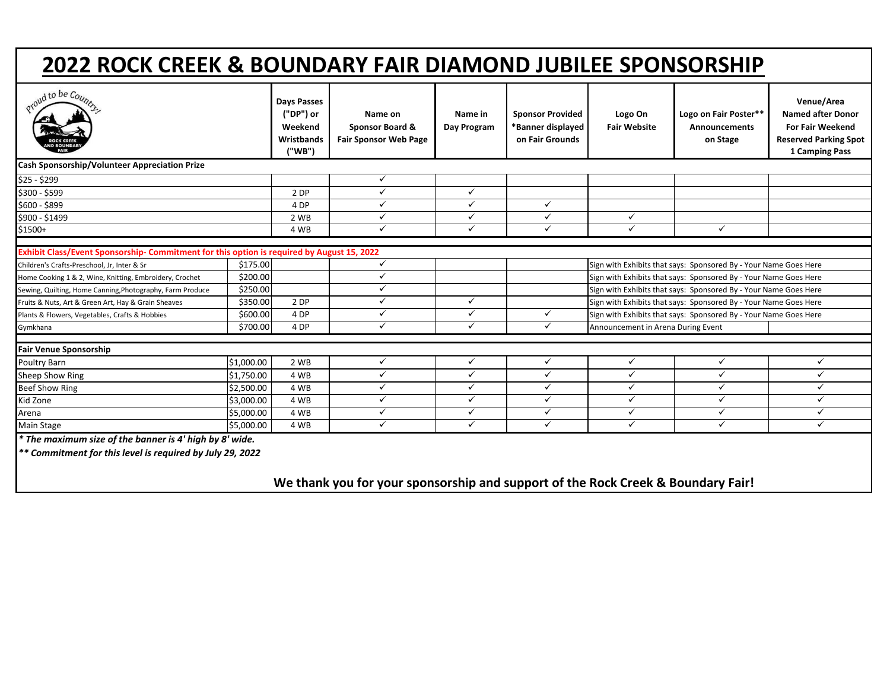# 2022 ROCK CREEK & BOUNDARY FAIR DIAMOND JUBILEE SPONSORSHIP

| | | Days Passes ("DP") or Weekend Wristbands ("WB") | Name on Sponsor Board & Fair Sponsor Web Page | Name in Day Program | Sponsor Provided *Banner displayed on Fair Grounds | Logo On Fair Website | Logo on Fair Poster** Announcements on Stage | Venue/Area Named after Donor For Fair Weekend Reserved Parking Spot 1 Camping Pass |
|---|---|---|---|---|---|---|---|---|
| **Cash Sponsorship/Volunteer Appreciation Prize** | | | | | | | | |
| $25 - $299 | | | ✓ | | | | | |
| $300 - $599 | | 2 DP | ✓ | ✓ | | | | |
| $600 - $899 | | 4 DP | ✓ | ✓ | ✓ | | | |
| $900 - $1499 | | 2 WB | ✓ | ✓ | ✓ | ✓ | | |
| $1500+ | | 4 WB | ✓ | ✓ | ✓ | ✓ | ✓ | |
| **Exhibit Class/Event Sponsorship- Commitment for this option is required by August 15, 2022** | | | | | | | | |
| Children's Crafts-Preschool, Jr, Inter & Sr | $175.00 | | ✓ | | | Sign with Exhibits that says: Sponsored By - Your Name Goes Here | | |
| Home Cooking 1 & 2, Wine, Knitting, Embroidery, Crochet | $200.00 | | ✓ | | | Sign with Exhibits that says: Sponsored By - Your Name Goes Here | | |
| Sewing, Quilting, Home Canning,Photography, Farm Produce | $250.00 | | ✓ | | | Sign with Exhibits that says: Sponsored By - Your Name Goes Here | | |
| Fruits & Nuts, Art & Green Art, Hay & Grain Sheaves | $350.00 | 2 DP | ✓ | ✓ | | Sign with Exhibits that says: Sponsored By - Your Name Goes Here | | |
| Plants & Flowers, Vegetables, Crafts & Hobbies | $600.00 | 4 DP | ✓ | ✓ | ✓ | Sign with Exhibits that says: Sponsored By - Your Name Goes Here | | |
| Gymkhana | $700.00 | 4 DP | ✓ | ✓ | ✓ | Announcement in Arena During Event | | |
| **Fair Venue Sponsorship** | | | | | | | | |
| Poultry Barn | $1,000.00 | 2 WB | ✓ | ✓ | ✓ | ✓ | ✓ | ✓ |
| Sheep Show Ring | $1,750.00 | 4 WB | ✓ | ✓ | ✓ | ✓ | ✓ | ✓ |
| Beef Show Ring | $2,500.00 | 4 WB | ✓ | ✓ | ✓ | ✓ | ✓ | ✓ |
| Kid Zone | $3,000.00 | 4 WB | ✓ | ✓ | ✓ | ✓ | ✓ | ✓ |
| Arena | $5,000.00 | 4 WB | ✓ | ✓ | ✓ | ✓ | ✓ | ✓ |
| Main Stage | $5,000.00 | 4 WB | ✓ | ✓ | ✓ | ✓ | ✓ | ✓ |

***The maximum size of the banner is 4' high by 8' wide.***

****Commitment for this level is required by July 29, 2022***

**We thank you for your sponsorship and support of the Rock Creek & Boundary Fair!**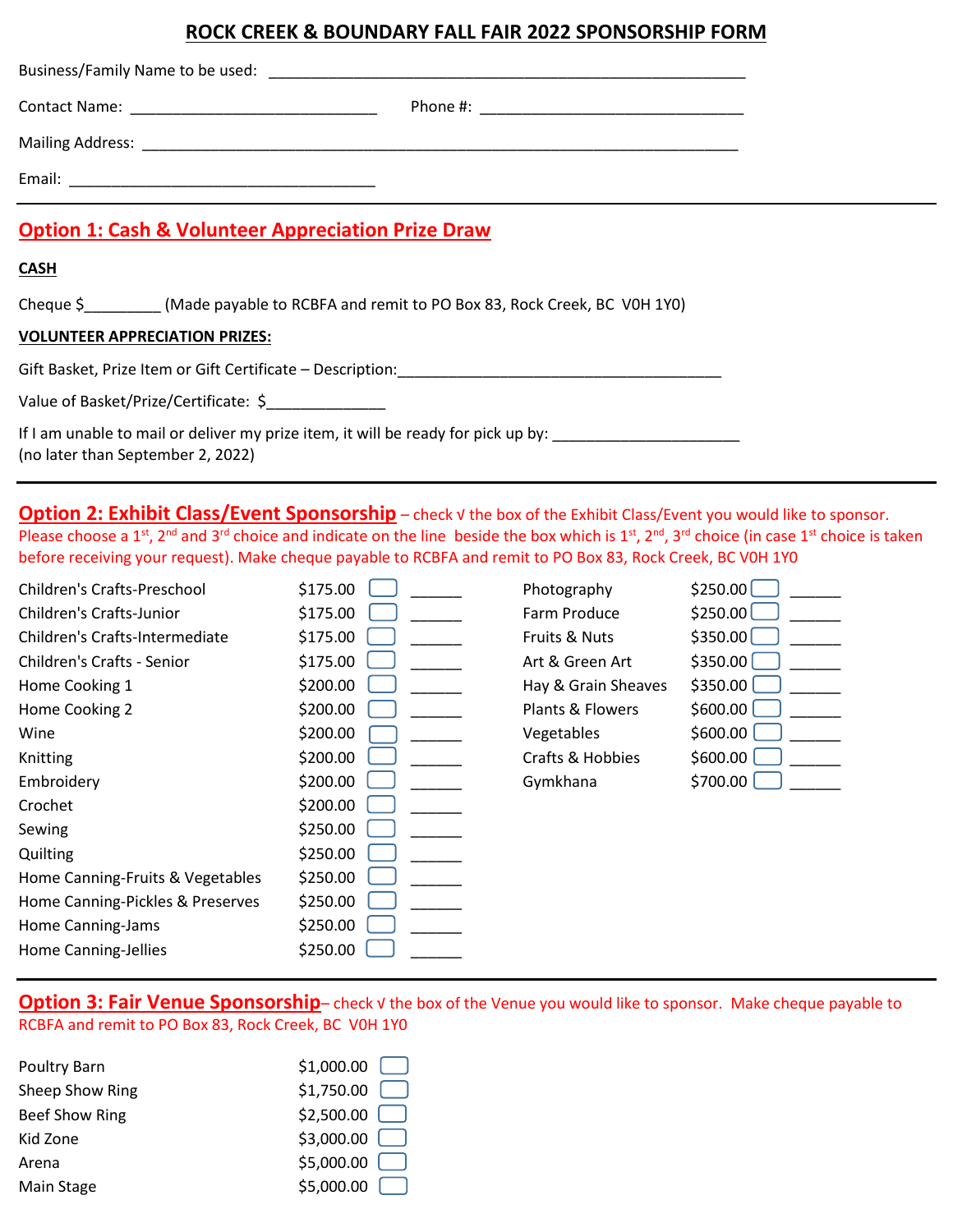# ROCK CREEK & BOUNDARY FALL FAIR 2022 SPONSORSHIP FORM

Business/Family Name to be used: ______________________________________________________

Contact Name: ____________________________ Phone #: ______________________________

Mailing Address: ______________________________________________________________________

Email: ___________________________________

---

## Option 1: Cash & Volunteer Appreciation Prize Draw

**CASH**

Cheque $_________ (Made payable to RCBFA and remit to PO Box 83, Rock Creek, BC V0H 1Y0)

**VOLUNTEER APPRECIATION PRIZES:**

Gift Basket, Prize Item or Gift Certificate – Description:_____________________________________

Value of Basket/Prize/Certificate: $_____________

If I am unable to mail or deliver my prize item, it will be ready for pick up by: _____________________
(no later than September 2, 2022)

---

## Option 2: Exhibit Class/Event Sponsorship

– check √ the box of the Exhibit Class/Event you would like to sponsor. Please choose a 1st, 2nd and 3rd choice and indicate on the line beside the box which is 1st, 2nd, 3rd choice (in case 1st choice is taken before receiving your request). Make cheque payable to RCBFA and remit to PO Box 83, Rock Creek, BC V0H 1Y0

| | | | |
|---|---|---|---|
| Children's Crafts-Preschool | $175.00 | ☐ | ______ |
| Children's Crafts-Junior | $175.00 | ☐ | ______ |
| Children's Crafts-Intermediate | $175.00 | ☐ | ______ |
| Children's Crafts - Senior | $175.00 | ☐ | ______ |
| Home Cooking 1 | $200.00 | ☐ | ______ |
| Home Cooking 2 | $200.00 | ☐ | ______ |
| Wine | $200.00 | ☐ | ______ |
| Knitting | $200.00 | ☐ | ______ |
| Embroidery | $200.00 | ☐ | ______ |
| Crochet | $200.00 | ☐ | ______ |
| Sewing | $250.00 | ☐ | ______ |
| Quilting | $250.00 | ☐ | ______ |
| Home Canning-Fruits & Vegetables | $250.00 | ☐ | ______ |
| Home Canning-Pickles & Preserves | $250.00 | ☐ | ______ |
| Home Canning-Jams | $250.00 | ☐ | ______ |
| Home Canning-Jellies | $250.00 | ☐ | ______ |
| Photography | $250.00 | ☐ | ______ |
| Farm Produce | $250.00 | ☐ | ______ |
| Fruits & Nuts | $350.00 | ☐ | ______ |
| Art & Green Art | $350.00 | ☐ | ______ |
| Hay & Grain Sheaves | $350.00 | ☐ | ______ |
| Plants & Flowers | $600.00 | ☐ | ______ |
| Vegetables | $600.00 | ☐ | ______ |
| Crafts & Hobbies | $600.00 | ☐ | ______ |
| Gymkhana | $700.00 | ☐ | ______ |

---

## Option 3: Fair Venue Sponsorship

– check √ the box of the Venue you would like to sponsor. Make cheque payable to RCBFA and remit to PO Box 83, Rock Creek, BC V0H 1Y0

| | | |
|---|---|---|
| Poultry Barn | $1,000.00 | ☐ |
| Sheep Show Ring | $1,750.00 | ☐ |
| Beef Show Ring | $2,500.00 | ☐ |
| Kid Zone | $3,000.00 | ☐ |
| Arena | $5,000.00 | ☐ |
| Main Stage | $5,000.00 | ☐ |